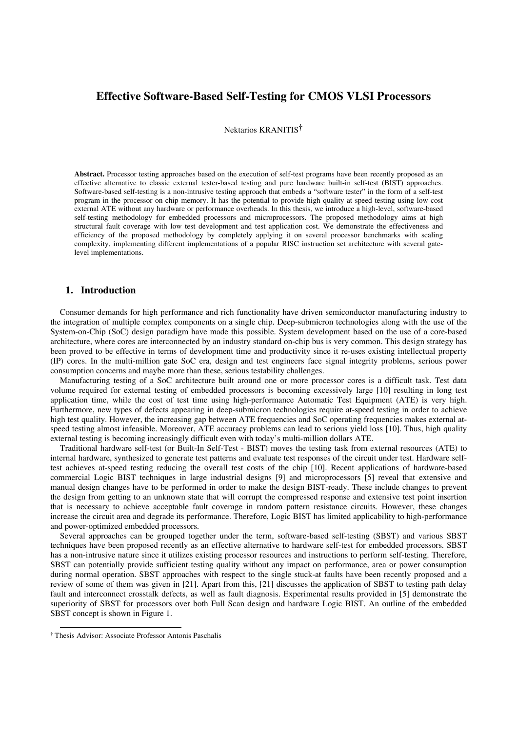# Effective Software-Based Self-Testing for CMOS VLSI Processors

Nektarios KRANITIS†

**Abstract.** Processor testing approaches based on the execution of self-test programs have been recently proposed as an effective alternative to classic external tester-based testing and pure hardware built-in self-test (BIST) approaches. Software-based self-testing is a non-intrusive testing approach that embeds a "software tester" in the form of a self-test program in the processor on-chip memory. It has the potential to provide high quality at-speed testing using low-cost external ATE without any hardware or performance overheads. In this thesis, we introduce a high-level, software-based self-testing methodology for embedded processors and microprocessors. The proposed methodology aims at high structural fault coverage with low test development and test application cost. We demonstrate the effectiveness and efficiency of the proposed methodology by completely applying it on several processor benchmarks with scaling complexity, implementing different implementations of a popular RISC instruction set architecture with several gate-level implementations.

## 1. Introduction

Consumer demands for high performance and rich functionality have driven semiconductor manufacturing industry to the integration of multiple complex components on a single chip. Deep-submicron technologies along with the use of the System-on-Chip (SoC) design paradigm have made this possible. System development based on the use of a core-based architecture, where cores are interconnected by an industry standard on-chip bus is very common. This design strategy has been proved to be effective in terms of development time and productivity since it re-uses existing intellectual property (IP) cores. In the multi-million gate SoC era, design and test engineers face signal integrity problems, serious power consumption concerns and maybe more than these, serious testability challenges.

Manufacturing testing of a SoC architecture built around one or more processor cores is a difficult task. Test data volume required for external testing of embedded processors is becoming excessively large [10] resulting in long test application time, while the cost of test time using high-performance Automatic Test Equipment (ATE) is very high. Furthermore, new types of defects appearing in deep-submicron technologies require at-speed testing in order to achieve high test quality. However, the increasing gap between ATE frequencies and SoC operating frequencies makes external at-speed testing almost infeasible. Moreover, ATE accuracy problems can lead to serious yield loss [10]. Thus, high quality external testing is becoming increasingly difficult even with today's multi-million dollars ATE.

Traditional hardware self-test (or Built-In Self-Test - BIST) moves the testing task from external resources (ATE) to internal hardware, synthesized to generate test patterns and evaluate test responses of the circuit under test. Hardware self-test achieves at-speed testing reducing the overall test costs of the chip [10]. Recent applications of hardware-based commercial Logic BIST techniques in large industrial designs [9] and microprocessors [5] reveal that extensive and manual design changes have to be performed in order to make the design BIST-ready. These include changes to prevent the design from getting to an unknown state that will corrupt the compressed response and extensive test point insertion that is necessary to achieve acceptable fault coverage in random pattern resistance circuits. However, these changes increase the circuit area and degrade its performance. Therefore, Logic BIST has limited applicability to high-performance and power-optimized embedded processors.

Several approaches can be grouped together under the term, software-based self-testing (SBST) and various SBST techniques have been proposed recently as an effective alternative to hardware self-test for embedded processors. SBST has a non-intrusive nature since it utilizes existing processor resources and instructions to perform self-testing. Therefore, SBST can potentially provide sufficient testing quality without any impact on performance, area or power consumption during normal operation. SBST approaches with respect to the single stuck-at faults have been recently proposed and a review of some of them was given in [21]. Apart from this, [21] discusses the application of SBST to testing path delay fault and interconnect crosstalk defects, as well as fault diagnosis. Experimental results provided in [5] demonstrate the superiority of SBST for processors over both Full Scan design and hardware Logic BIST. An outline of the embedded SBST concept is shown in Figure 1.

† Thesis Advisor: Associate Professor Antonis Paschalis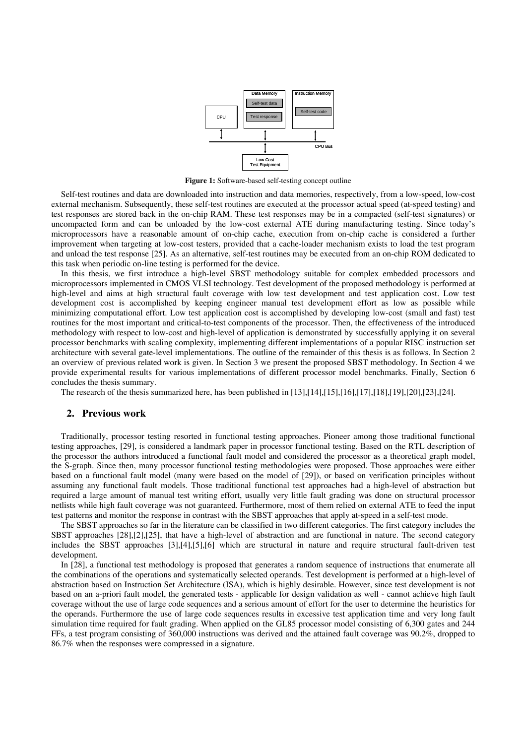Figure 1: Software-based self-testing concept outline

Self-test routines and data are downloaded into instruction and data memories, respectively, from a low-speed, low-cost external mechanism. Subsequently, these self-test routines are executed at the processor actual speed (at-speed testing) and test responses are stored back in the on-chip RAM. These test responses may be in a compacted (self-test signatures) or uncompacted form and can be unloaded by the low-cost external ATE during manufacturing testing. Since today's microprocessors have a reasonable amount of on-chip cache, execution from on-chip cache is considered a further improvement when targeting at low-cost testers, provided that a cache-loader mechanism exists to load the test program and unload the test response [25]. As an alternative, self-test routines may be executed from an on-chip ROM dedicated to this task when periodic on-line testing is performed for the device.

In this thesis, we first introduce a high-level SBST methodology suitable for complex embedded processors and microprocessors implemented in CMOS VLSI technology. Test development of the proposed methodology is performed at high-level and aims at high structural fault coverage with low test development and test application cost. Low test development cost is accomplished by keeping engineer manual test development effort as low as possible while minimizing computational effort. Low test application cost is accomplished by developing low-cost (small and fast) test routines for the most important and critical-to-test components of the processor. Then, the effectiveness of the introduced methodology with respect to low-cost and high-level of application is demonstrated by successfully applying it on several processor benchmarks with scaling complexity, implementing different implementations of a popular RISC instruction set architecture with several gate-level implementations. The outline of the remainder of this thesis is as follows. In Section 2 an overview of previous related work is given. In Section 3 we present the proposed SBST methodology. In Section 4 we provide experimental results for various implementations of different processor model benchmarks. Finally, Section 6 concludes the thesis summary.

The research of the thesis summarized here, has been published in [13],[14],[15],[16],[17],[18],[19],[20],[23],[24].

## 2. Previous work

Traditionally, processor testing resorted in functional testing approaches. Pioneer among those traditional functional testing approaches, [29], is considered a landmark paper in processor functional testing. Based on the RTL description of the processor the authors introduced a functional fault model and considered the processor as a theoretical graph model, the S-graph. Since then, many processor functional testing methodologies were proposed. Those approaches were either based on a functional fault model (many were based on the model of [29]), or based on verification principles without assuming any functional fault models. Those traditional functional test approaches had a high-level of abstraction but required a large amount of manual test writing effort, usually very little fault grading was done on structural processor netlists while high fault coverage was not guaranteed. Furthermore, most of them relied on external ATE to feed the input test patterns and monitor the response in contrast with the SBST approaches that apply at-speed in a self-test mode.

The SBST approaches so far in the literature can be classified in two different categories. The first category includes the SBST approaches [28],[2],[25], that have a high-level of abstraction and are functional in nature. The second category includes the SBST approaches [3],[4],[5],[6] which are structural in nature and require structural fault-driven test development.

In [28], a functional test methodology is proposed that generates a random sequence of instructions that enumerate all the combinations of the operations and systematically selected operands. Test development is performed at a high-level of abstraction based on Instruction Set Architecture (ISA), which is highly desirable. However, since test development is not based on an a-priori fault model, the generated tests - applicable for design validation as well - cannot achieve high fault coverage without the use of large code sequences and a serious amount of effort for the user to determine the heuristics for the operands. Furthermore the use of large code sequences results in excessive test application time and very long fault simulation time required for fault grading. When applied on the GL85 processor model consisting of 6,300 gates and 244 FFs, a test program consisting of 360,000 instructions was derived and the attained fault coverage was 90.2%, dropped to 86.7% when the responses were compressed in a signature.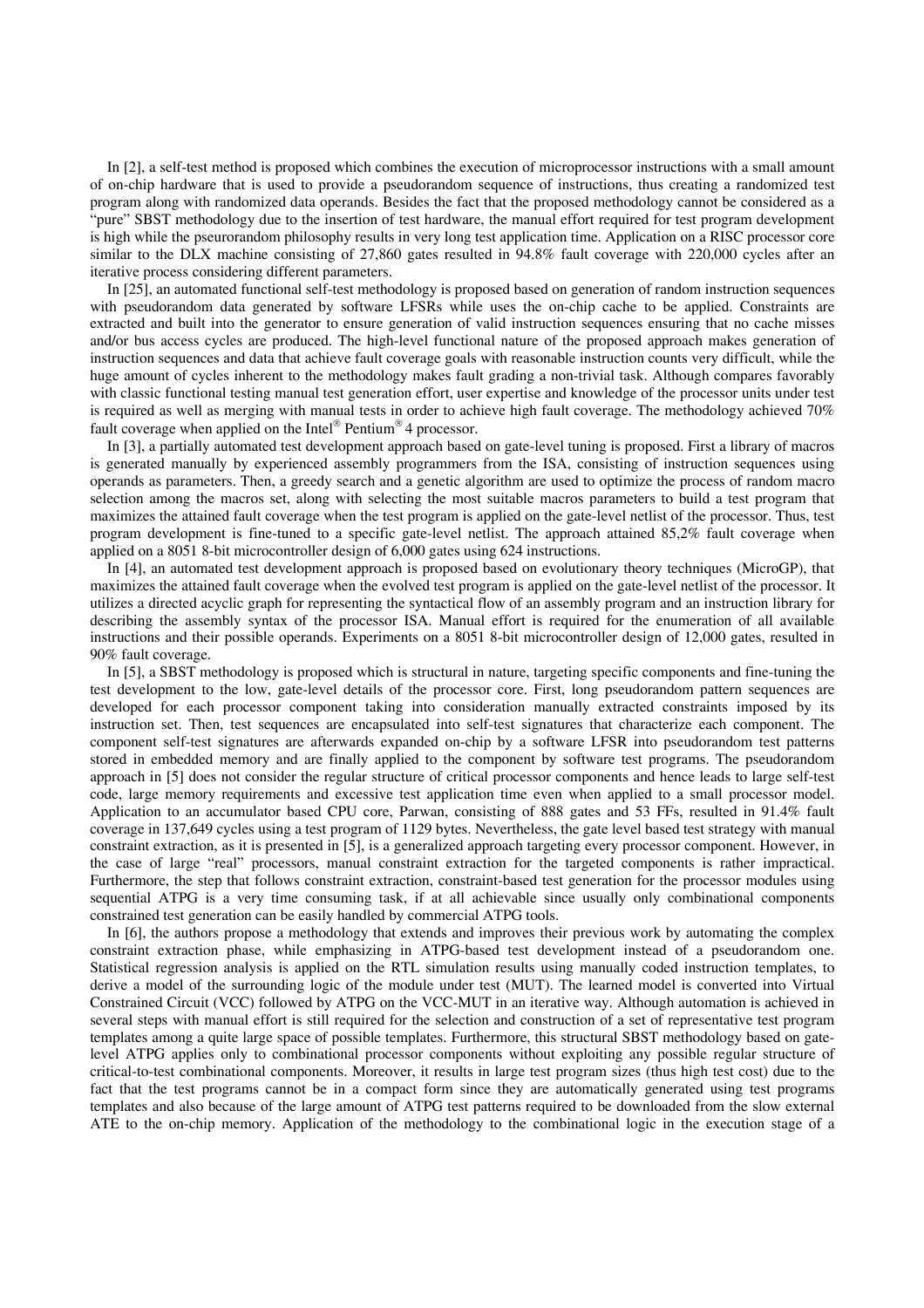In [2], a self-test method is proposed which combines the execution of microprocessor instructions with a small amount of on-chip hardware that is used to provide a pseudorandom sequence of instructions, thus creating a randomized test program along with randomized data operands. Besides the fact that the proposed methodology cannot be considered as a "pure" SBST methodology due to the insertion of test hardware, the manual effort required for test program development is high while the pseurorandom philosophy results in very long test application time. Application on a RISC processor core similar to the DLX machine consisting of 27,860 gates resulted in 94.8% fault coverage with 220,000 cycles after an iterative process considering different parameters.

In [25], an automated functional self-test methodology is proposed based on generation of random instruction sequences with pseudorandom data generated by software LFSRs while uses the on-chip cache to be applied. Constraints are extracted and built into the generator to ensure generation of valid instruction sequences ensuring that no cache misses and/or bus access cycles are produced. The high-level functional nature of the proposed approach makes generation of instruction sequences and data that achieve fault coverage goals with reasonable instruction counts very difficult, while the huge amount of cycles inherent to the methodology makes fault grading a non-trivial task. Although compares favorably with classic functional testing manual test generation effort, user expertise and knowledge of the processor units under test is required as well as merging with manual tests in order to achieve high fault coverage. The methodology achieved 70% fault coverage when applied on the Intel® Pentium® 4 processor.

In [3], a partially automated test development approach based on gate-level tuning is proposed. First a library of macros is generated manually by experienced assembly programmers from the ISA, consisting of instruction sequences using operands as parameters. Then, a greedy search and a genetic algorithm are used to optimize the process of random macro selection among the macros set, along with selecting the most suitable macros parameters to build a test program that maximizes the attained fault coverage when the test program is applied on the gate-level netlist of the processor. Thus, test program development is fine-tuned to a specific gate-level netlist. The approach attained 85,2% fault coverage when applied on a 8051 8-bit microcontroller design of 6,000 gates using 624 instructions.

In [4], an automated test development approach is proposed based on evolutionary theory techniques (MicroGP), that maximizes the attained fault coverage when the evolved test program is applied on the gate-level netlist of the processor. It utilizes a directed acyclic graph for representing the syntactical flow of an assembly program and an instruction library for describing the assembly syntax of the processor ISA. Manual effort is required for the enumeration of all available instructions and their possible operands. Experiments on a 8051 8-bit microcontroller design of 12,000 gates, resulted in 90% fault coverage.

In [5], a SBST methodology is proposed which is structural in nature, targeting specific components and fine-tuning the test development to the low, gate-level details of the processor core. First, long pseudorandom pattern sequences are developed for each processor component taking into consideration manually extracted constraints imposed by its instruction set. Then, test sequences are encapsulated into self-test signatures that characterize each component. The component self-test signatures are afterwards expanded on-chip by a software LFSR into pseudorandom test patterns stored in embedded memory and are finally applied to the component by software test programs. The pseudorandom approach in [5] does not consider the regular structure of critical processor components and hence leads to large self-test code, large memory requirements and excessive test application time even when applied to a small processor model. Application to an accumulator based CPU core, Parwan, consisting of 888 gates and 53 FFs, resulted in 91.4% fault coverage in 137,649 cycles using a test program of 1129 bytes. Nevertheless, the gate level based test strategy with manual constraint extraction, as it is presented in [5], is a generalized approach targeting every processor component. However, in the case of large "real" processors, manual constraint extraction for the targeted components is rather impractical. Furthermore, the step that follows constraint extraction, constraint-based test generation for the processor modules using sequential ATPG is a very time consuming task, if at all achievable since usually only combinational components constrained test generation can be easily handled by commercial ATPG tools.

In [6], the authors propose a methodology that extends and improves their previous work by automating the complex constraint extraction phase, while emphasizing in ATPG-based test development instead of a pseudorandom one. Statistical regression analysis is applied on the RTL simulation results using manually coded instruction templates, to derive a model of the surrounding logic of the module under test (MUT). The learned model is converted into Virtual Constrained Circuit (VCC) followed by ATPG on the VCC-MUT in an iterative way. Although automation is achieved in several steps with manual effort is still required for the selection and construction of a set of representative test program templates among a quite large space of possible templates. Furthermore, this structural SBST methodology based on gate-level ATPG applies only to combinational processor components without exploiting any possible regular structure of critical-to-test combinational components. Moreover, it results in large test program sizes (thus high test cost) due to the fact that the test programs cannot be in a compact form since they are automatically generated using test programs templates and also because of the large amount of ATPG test patterns required to be downloaded from the slow external ATE to the on-chip memory. Application of the methodology to the combinational logic in the execution stage of a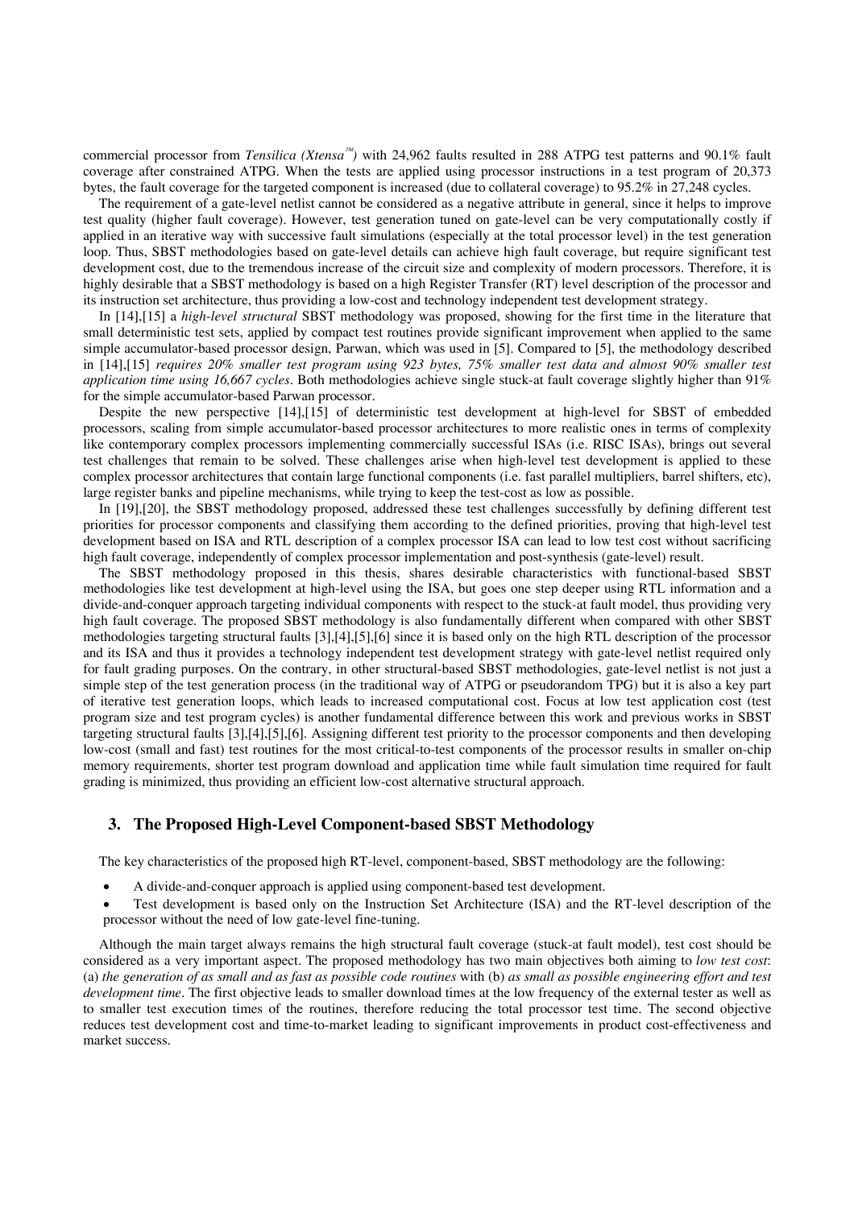commercial processor from *Tensilica (Xtensa™)* with 24,962 faults resulted in 288 ATPG test patterns and 90.1% fault coverage after constrained ATPG. When the tests are applied using processor instructions in a test program of 20,373 bytes, the fault coverage for the targeted component is increased (due to collateral coverage) to 95.2% in 27,248 cycles.

The requirement of a gate-level netlist cannot be considered as a negative attribute in general, since it helps to improve test quality (higher fault coverage). However, test generation tuned on gate-level can be very computationally costly if applied in an iterative way with successive fault simulations (especially at the total processor level) in the test generation loop. Thus, SBST methodologies based on gate-level details can achieve high fault coverage, but require significant test development cost, due to the tremendous increase of the circuit size and complexity of modern processors. Therefore, it is highly desirable that a SBST methodology is based on a high Register Transfer (RT) level description of the processor and its instruction set architecture, thus providing a low-cost and technology independent test development strategy.

In [14],[15] a *high-level structural* SBST methodology was proposed, showing for the first time in the literature that small deterministic test sets, applied by compact test routines provide significant improvement when applied to the same simple accumulator-based processor design, Parwan, which was used in [5]. Compared to [5], the methodology described in [14],[15] *requires 20% smaller test program using 923 bytes, 75% smaller test data and almost 90% smaller test application time using 16,667 cycles*. Both methodologies achieve single stuck-at fault coverage slightly higher than 91% for the simple accumulator-based Parwan processor.

Despite the new perspective [14],[15] of deterministic test development at high-level for SBST of embedded processors, scaling from simple accumulator-based processor architectures to more realistic ones in terms of complexity like contemporary complex processors implementing commercially successful ISAs (i.e. RISC ISAs), brings out several test challenges that remain to be solved. These challenges arise when high-level test development is applied to these complex processor architectures that contain large functional components (i.e. fast parallel multipliers, barrel shifters, etc), large register banks and pipeline mechanisms, while trying to keep the test-cost as low as possible.

In [19],[20], the SBST methodology proposed, addressed these test challenges successfully by defining different test priorities for processor components and classifying them according to the defined priorities, proving that high-level test development based on ISA and RTL description of a complex processor ISA can lead to low test cost without sacrificing high fault coverage, independently of complex processor implementation and post-synthesis (gate-level) result.

The SBST methodology proposed in this thesis, shares desirable characteristics with functional-based SBST methodologies like test development at high-level using the ISA, but goes one step deeper using RTL information and a divide-and-conquer approach targeting individual components with respect to the stuck-at fault model, thus providing very high fault coverage. The proposed SBST methodology is also fundamentally different when compared with other SBST methodologies targeting structural faults [3],[4],[5],[6] since it is based only on the high RTL description of the processor and its ISA and thus it provides a technology independent test development strategy with gate-level netlist required only for fault grading purposes. On the contrary, in other structural-based SBST methodologies, gate-level netlist is not just a simple step of the test generation process (in the traditional way of ATPG or pseudorandom TPG) but it is also a key part of iterative test generation loops, which leads to increased computational cost. Focus at low test application cost (test program size and test program cycles) is another fundamental difference between this work and previous works in SBST targeting structural faults [3],[4],[5],[6]. Assigning different test priority to the processor components and then developing low-cost (small and fast) test routines for the most critical-to-test components of the processor results in smaller on-chip memory requirements, shorter test program download and application time while fault simulation time required for fault grading is minimized, thus providing an efficient low-cost alternative structural approach.

## 3. The Proposed High-Level Component-based SBST Methodology

The key characteristics of the proposed high RT-level, component-based, SBST methodology are the following:

- A divide-and-conquer approach is applied using component-based test development.
- Test development is based only on the Instruction Set Architecture (ISA) and the RT-level description of the processor without the need of low gate-level fine-tuning.

Although the main target always remains the high structural fault coverage (stuck-at fault model), test cost should be considered as a very important aspect. The proposed methodology has two main objectives both aiming to *low test cost*: (a) *the generation of as small and as fast as possible code routines* with (b) *as small as possible engineering effort and test development time*. The first objective leads to smaller download times at the low frequency of the external tester as well as to smaller test execution times of the routines, therefore reducing the total processor test time. The second objective reduces test development cost and time-to-market leading to significant improvements in product cost-effectiveness and market success.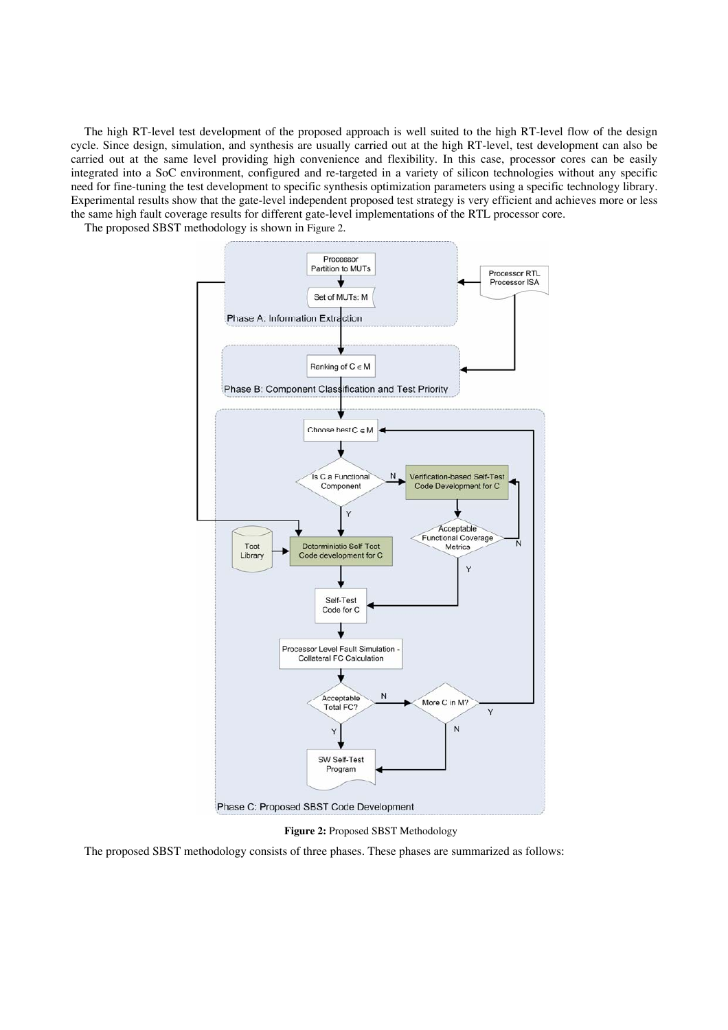The high RT-level test development of the proposed approach is well suited to the high RT-level flow of the design cycle. Since design, simulation, and synthesis are usually carried out at the high RT-level, test development can also be carried out at the same level providing high convenience and flexibility. In this case, processor cores can be easily integrated into a SoC environment, configured and re-targeted in a variety of silicon technologies without any specific need for fine-tuning the test development to specific synthesis optimization parameters using a specific technology library. Experimental results show that the gate-level independent proposed test strategy is very efficient and achieves more or less the same high fault coverage results for different gate-level implementations of the RTL processor core.

The proposed SBST methodology is shown in Figure 2.

**Figure 2:** Proposed SBST Methodology

The proposed SBST methodology consists of three phases. These phases are summarized as follows: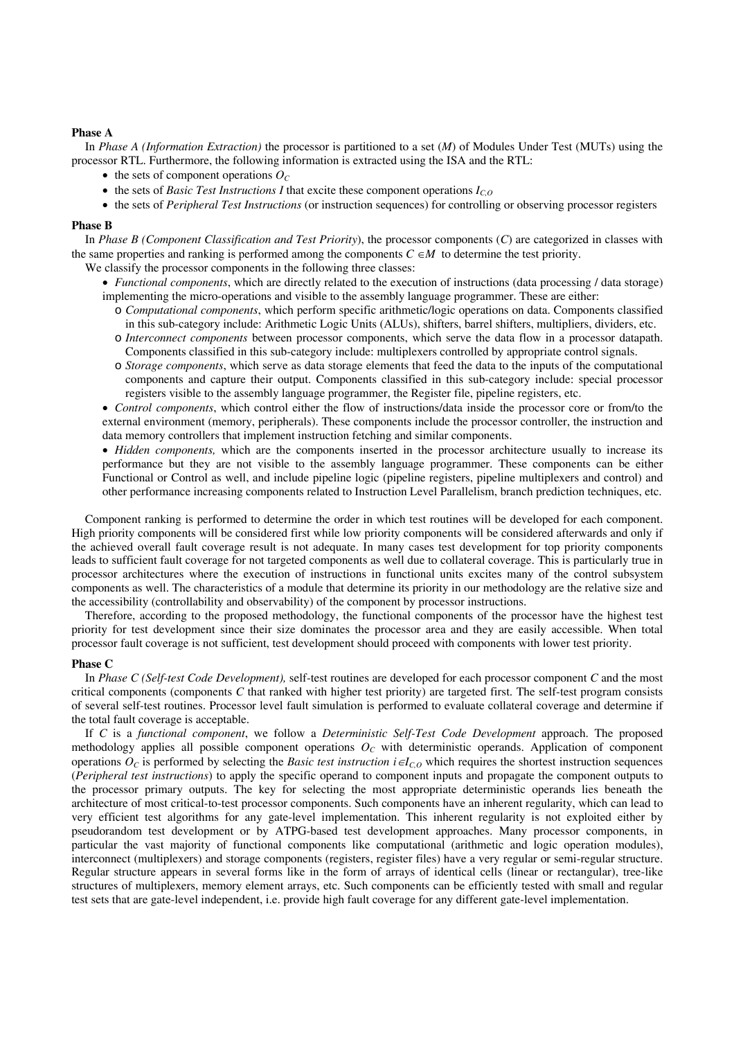**Phase A**

In *Phase A (Information Extraction)* the processor is partitioned to a set ($M$) of Modules Under Test (MUTs) using the processor RTL. Furthermore, the following information is extracted using the ISA and the RTL:

- the sets of component operations $O_C$
- the sets of *Basic Test Instructions I* that excite these component operations $I_{C,O}$
- the sets of *Peripheral Test Instructions* (or instruction sequences) for controlling or observing processor registers

**Phase B**

In *Phase B (Component Classification and Test Priority)*, the processor components ($C$) are categorized in classes with the same properties and ranking is performed among the components $C \in M$ to determine the test priority.

We classify the processor components in the following three classes:

- *Functional components*, which are directly related to the execution of instructions (data processing / data storage) implementing the micro-operations and visible to the assembly language programmer. These are either:
  - *Computational components*, which perform specific arithmetic/logic operations on data. Components classified in this sub-category include: Arithmetic Logic Units (ALUs), shifters, barrel shifters, multipliers, dividers, etc.
  - *Interconnect components* between processor components, which serve the data flow in a processor datapath. Components classified in this sub-category include: multiplexers controlled by appropriate control signals.
  - *Storage components*, which serve as data storage elements that feed the data to the inputs of the computational components and capture their output. Components classified in this sub-category include: special processor registers visible to the assembly language programmer, the Register file, pipeline registers, etc.
- *Control components*, which control either the flow of instructions/data inside the processor core or from/to the external environment (memory, peripherals). These components include the processor controller, the instruction and data memory controllers that implement instruction fetching and similar components.
- *Hidden components,* which are the components inserted in the processor architecture usually to increase its performance but they are not visible to the assembly language programmer. These components can be either Functional or Control as well, and include pipeline logic (pipeline registers, pipeline multiplexers and control) and other performance increasing components related to Instruction Level Parallelism, branch prediction techniques, etc.

Component ranking is performed to determine the order in which test routines will be developed for each component. High priority components will be considered first while low priority components will be considered afterwards and only if the achieved overall fault coverage result is not adequate. In many cases test development for top priority components leads to sufficient fault coverage for not targeted components as well due to collateral coverage. This is particularly true in processor architectures where the execution of instructions in functional units excites many of the control subsystem components as well. The characteristics of a module that determine its priority in our methodology are the relative size and the accessibility (controllability and observability) of the component by processor instructions.

Therefore, according to the proposed methodology, the functional components of the processor have the highest test priority for test development since their size dominates the processor area and they are easily accessible. When total processor fault coverage is not sufficient, test development should proceed with components with lower test priority.

**Phase C**

In *Phase C (Self-test Code Development),* self-test routines are developed for each processor component $C$ and the most critical components (components $C$ that ranked with higher test priority) are targeted first. The self-test program consists of several self-test routines. Processor level fault simulation is performed to evaluate collateral coverage and determine if the total fault coverage is acceptable.

If $C$ is a *functional component*, we follow a *Deterministic Self-Test Code Development* approach. The proposed methodology applies all possible component operations $O_C$ with deterministic operands. Application of component operations $O_C$ is performed by selecting the *Basic test instruction* $i \in I_{C,O}$ which requires the shortest instruction sequences (*Peripheral test instructions*) to apply the specific operand to component inputs and propagate the component outputs to the processor primary outputs. The key for selecting the most appropriate deterministic operands lies beneath the architecture of most critical-to-test processor components. Such components have an inherent regularity, which can lead to very efficient test algorithms for any gate-level implementation. This inherent regularity is not exploited either by pseudorandom test development or by ATPG-based test development approaches. Many processor components, in particular the vast majority of functional components like computational (arithmetic and logic operation modules), interconnect (multiplexers) and storage components (registers, register files) have a very regular or semi-regular structure. Regular structure appears in several forms like in the form of arrays of identical cells (linear or rectangular), tree-like structures of multiplexers, memory element arrays, etc. Such components can be efficiently tested with small and regular test sets that are gate-level independent, i.e. provide high fault coverage for any different gate-level implementation.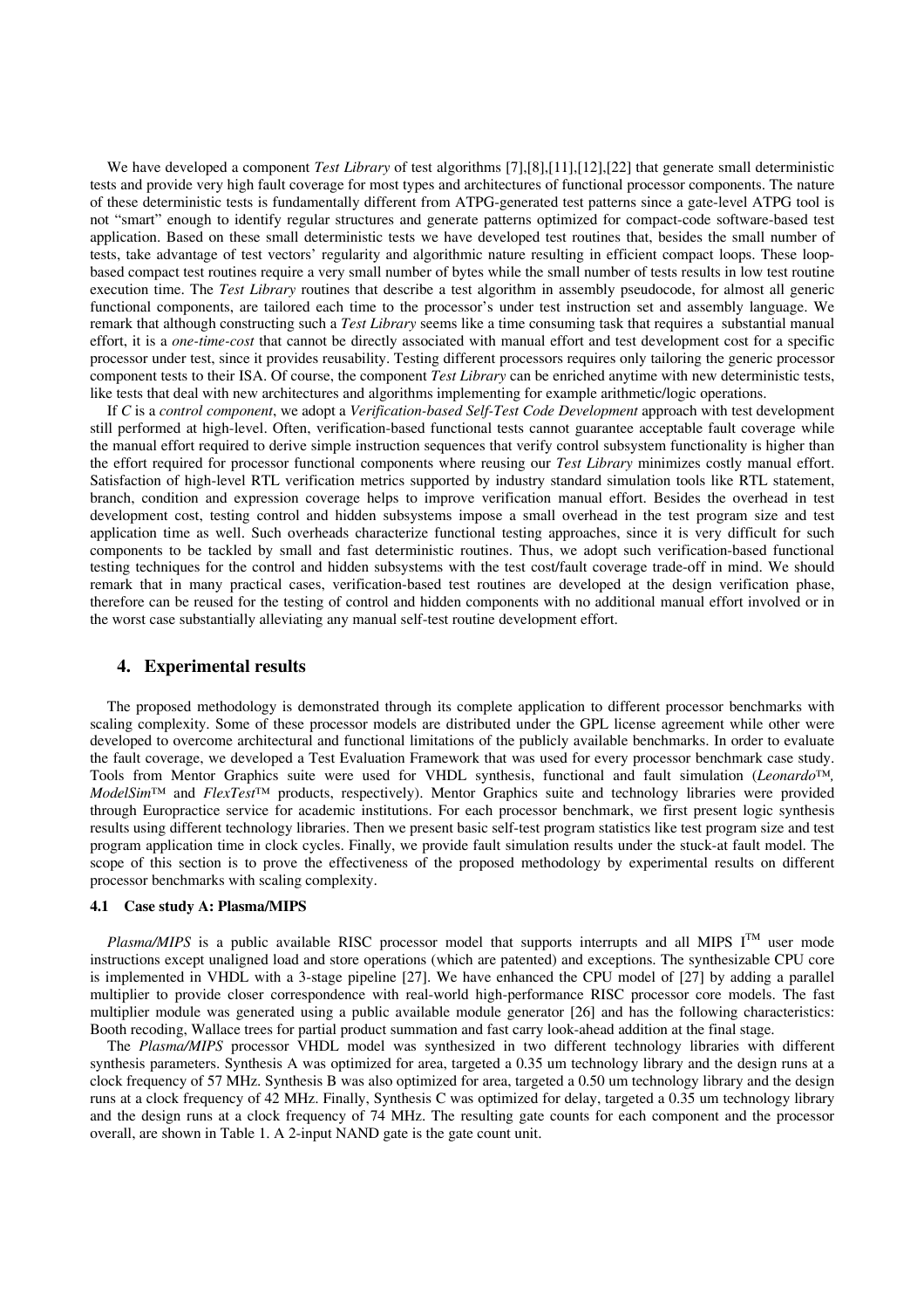We have developed a component *Test Library* of test algorithms [7],[8],[11],[12],[22] that generate small deterministic tests and provide very high fault coverage for most types and architectures of functional processor components. The nature of these deterministic tests is fundamentally different from ATPG-generated test patterns since a gate-level ATPG tool is not "smart" enough to identify regular structures and generate patterns optimized for compact-code software-based test application. Based on these small deterministic tests we have developed test routines that, besides the small number of tests, take advantage of test vectors' regularity and algorithmic nature resulting in efficient compact loops. These loop-based compact test routines require a very small number of bytes while the small number of tests results in low test routine execution time. The *Test Library* routines that describe a test algorithm in assembly pseudocode, for almost all generic functional components, are tailored each time to the processor's under test instruction set and assembly language. We remark that although constructing such a *Test Library* seems like a time consuming task that requires a substantial manual effort, it is a *one-time-cost* that cannot be directly associated with manual effort and test development cost for a specific processor under test, since it provides reusability. Testing different processors requires only tailoring the generic processor component tests to their ISA. Of course, the component *Test Library* can be enriched anytime with new deterministic tests, like tests that deal with new architectures and algorithms implementing for example arithmetic/logic operations.

If *C* is a *control component*, we adopt a *Verification-based Self-Test Code Development* approach with test development still performed at high-level. Often, verification-based functional tests cannot guarantee acceptable fault coverage while the manual effort required to derive simple instruction sequences that verify control subsystem functionality is higher than the effort required for processor functional components where reusing our *Test Library* minimizes costly manual effort. Satisfaction of high-level RTL verification metrics supported by industry standard simulation tools like RTL statement, branch, condition and expression coverage helps to improve verification manual effort. Besides the overhead in test development cost, testing control and hidden subsystems impose a small overhead in the test program size and test application time as well. Such overheads characterize functional testing approaches, since it is very difficult for such components to be tackled by small and fast deterministic routines. Thus, we adopt such verification-based functional testing techniques for the control and hidden subsystems with the test cost/fault coverage trade-off in mind. We should remark that in many practical cases, verification-based test routines are developed at the design verification phase, therefore can be reused for the testing of control and hidden components with no additional manual effort involved or in the worst case substantially alleviating any manual self-test routine development effort.

## 4. Experimental results

The proposed methodology is demonstrated through its complete application to different processor benchmarks with scaling complexity. Some of these processor models are distributed under the GPL license agreement while other were developed to overcome architectural and functional limitations of the publicly available benchmarks. In order to evaluate the fault coverage, we developed a Test Evaluation Framework that was used for every processor benchmark case study. Tools from Mentor Graphics suite were used for VHDL synthesis, functional and fault simulation (*Leonardo*™, *ModelSim*™ and *FlexTest*™ products, respectively). Mentor Graphics suite and technology libraries were provided through Europractice service for academic institutions. For each processor benchmark, we first present logic synthesis results using different technology libraries. Then we present basic self-test program statistics like test program size and test program application time in clock cycles. Finally, we provide fault simulation results under the stuck-at fault model. The scope of this section is to prove the effectiveness of the proposed methodology by experimental results on different processor benchmarks with scaling complexity.

### 4.1 Case study A: Plasma/MIPS

*Plasma/MIPS* is a public available RISC processor model that supports interrupts and all MIPS I™ user mode instructions except unaligned load and store operations (which are patented) and exceptions. The synthesizable CPU core is implemented in VHDL with a 3-stage pipeline [27]. We have enhanced the CPU model of [27] by adding a parallel multiplier to provide closer correspondence with real-world high-performance RISC processor core models. The fast multiplier module was generated using a public available module generator [26] and has the following characteristics: Booth recoding, Wallace trees for partial product summation and fast carry look-ahead addition at the final stage.

The *Plasma/MIPS* processor VHDL model was synthesized in two different technology libraries with different synthesis parameters. Synthesis A was optimized for area, targeted a 0.35 um technology library and the design runs at a clock frequency of 57 MHz. Synthesis B was also optimized for area, targeted a 0.50 um technology library and the design runs at a clock frequency of 42 MHz. Finally, Synthesis C was optimized for delay, targeted a 0.35 um technology library and the design runs at a clock frequency of 74 MHz. The resulting gate counts for each component and the processor overall, are shown in Table 1. A 2-input NAND gate is the gate count unit.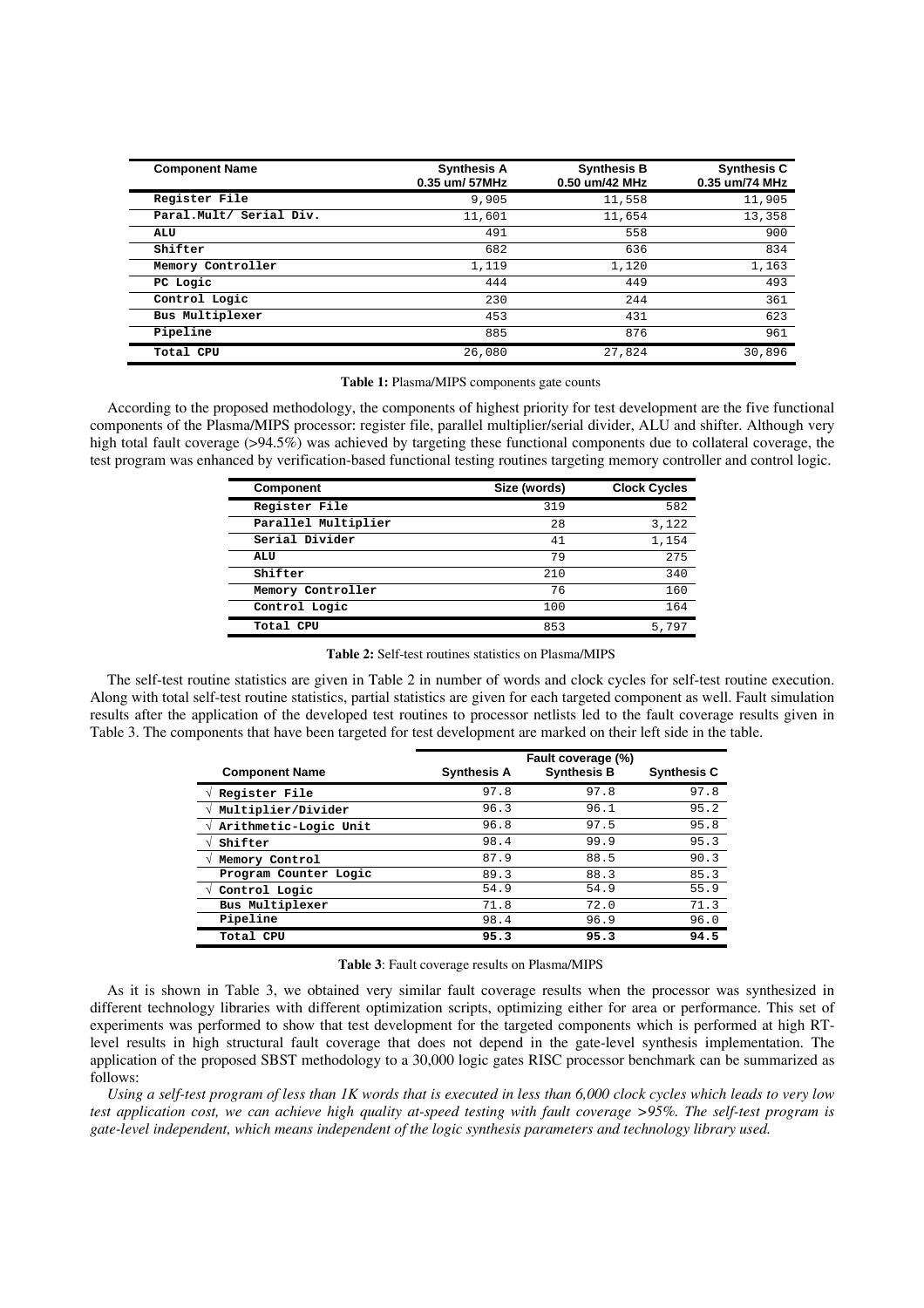| Component Name | Synthesis A 0.35 um/ 57MHz | Synthesis B 0.50 um/42 MHz | Synthesis C 0.35 um/74 MHz |
|---|---|---|---|
| Register File | 9,905 | 11,558 | 11,905 |
| Paral.Mult/ Serial Div. | 11,601 | 11,654 | 13,358 |
| ALU | 491 | 558 | 900 |
| Shifter | 682 | 636 | 834 |
| Memory Controller | 1,119 | 1,120 | 1,163 |
| PC Logic | 444 | 449 | 493 |
| Control Logic | 230 | 244 | 361 |
| Bus Multiplexer | 453 | 431 | 623 |
| Pipeline | 885 | 876 | 961 |
| Total CPU | 26,080 | 27,824 | 30,896 |

**Table 1:** Plasma/MIPS components gate counts

According to the proposed methodology, the components of highest priority for test development are the five functional components of the Plasma/MIPS processor: register file, parallel multiplier/serial divider, ALU and shifter. Although very high total fault coverage (>94.5%) was achieved by targeting these functional components due to collateral coverage, the test program was enhanced by verification-based functional testing routines targeting memory controller and control logic.

| Component | Size (words) | Clock Cycles |
|---|---|---|
| Register File | 319 | 582 |
| Parallel Multiplier | 28 | 3,122 |
| Serial Divider | 41 | 1,154 |
| ALU | 79 | 275 |
| Shifter | 210 | 340 |
| Memory Controller | 76 | 160 |
| Control Logic | 100 | 164 |
| Total CPU | 853 | 5,797 |

**Table 2:** Self-test routines statistics on Plasma/MIPS

The self-test routine statistics are given in Table 2 in number of words and clock cycles for self-test routine execution. Along with total self-test routine statistics, partial statistics are given for each targeted component as well. Fault simulation results after the application of the developed test routines to processor netlists led to the fault coverage results given in Table 3. The components that have been targeted for test development are marked on their left side in the table.

| Component Name | Fault coverage (%) Synthesis A | Synthesis B | Synthesis C |
|---|---|---|---|
| √ Register File | 97.8 | 97.8 | 97.8 |
| √ Multiplier/Divider | 96.3 | 96.1 | 95.2 |
| √ Arithmetic-Logic Unit | 96.8 | 97.5 | 95.8 |
| √ Shifter | 98.4 | 99.9 | 95.3 |
| √ Memory Control | 87.9 | 88.5 | 90.3 |
| Program Counter Logic | 89.3 | 88.3 | 85.3 |
| √ Control Logic | 54.9 | 54.9 | 55.9 |
| Bus Multiplexer | 71.8 | 72.0 | 71.3 |
| Pipeline | 98.4 | 96.9 | 96.0 |
| **Total CPU** | **95.3** | **95.3** | **94.5** |

**Table 3**: Fault coverage results on Plasma/MIPS

As it is shown in Table 3, we obtained very similar fault coverage results when the processor was synthesized in different technology libraries with different optimization scripts, optimizing either for area or performance. This set of experiments was performed to show that test development for the targeted components which is performed at high RT-level results in high structural fault coverage that does not depend in the gate-level synthesis implementation. The application of the proposed SBST methodology to a 30,000 logic gates RISC processor benchmark can be summarized as follows:

*Using a self-test program of less than 1K words that is executed in less than 6,000 clock cycles which leads to very low test application cost, we can achieve high quality at-speed testing with fault coverage >95%. The self-test program is gate-level independent, which means independent of the logic synthesis parameters and technology library used.*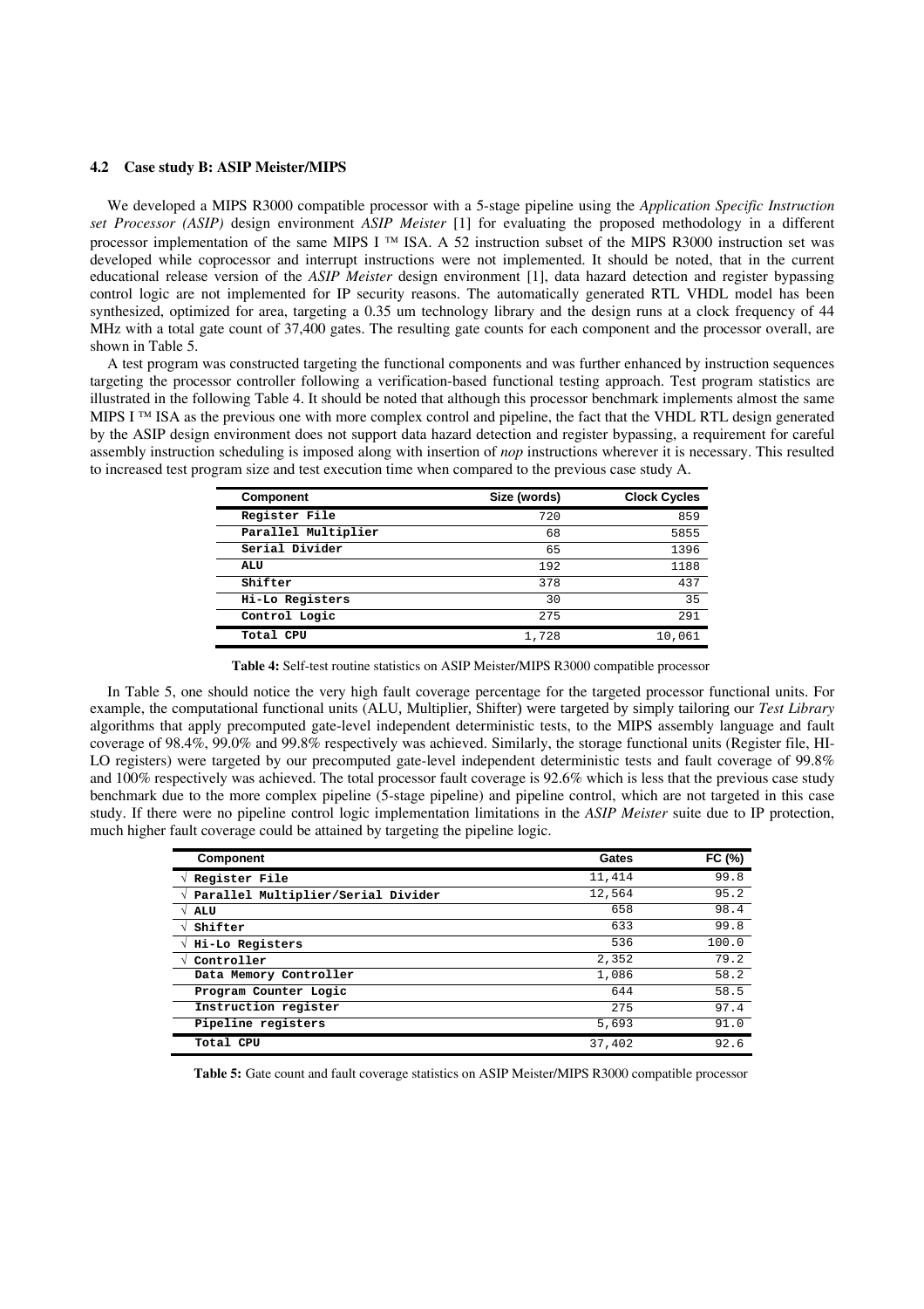### 4.2 Case study B: ASIP Meister/MIPS

We developed a MIPS R3000 compatible processor with a 5-stage pipeline using the *Application Specific Instruction set Processor (ASIP)* design environment *ASIP Meister* [1] for evaluating the proposed methodology in a different processor implementation of the same MIPS I ™ ISA. A 52 instruction subset of the MIPS R3000 instruction set was developed while coprocessor and interrupt instructions were not implemented. It should be noted, that in the current educational release version of the *ASIP Meister* design environment [1], data hazard detection and register bypassing control logic are not implemented for IP security reasons. The automatically generated RTL VHDL model has been synthesized, optimized for area, targeting a 0.35 um technology library and the design runs at a clock frequency of 44 MHz with a total gate count of 37,400 gates. The resulting gate counts for each component and the processor overall, are shown in Table 5.

A test program was constructed targeting the functional components and was further enhanced by instruction sequences targeting the processor controller following a verification-based functional testing approach. Test program statistics are illustrated in the following Table 4. It should be noted that although this processor benchmark implements almost the same MIPS I ™ ISA as the previous one with more complex control and pipeline, the fact that the VHDL RTL design generated by the ASIP design environment does not support data hazard detection and register bypassing, a requirement for careful assembly instruction scheduling is imposed along with insertion of *nop* instructions wherever it is necessary. This resulted to increased test program size and test execution time when compared to the previous case study A.

| Component | Size (words) | Clock Cycles |
|---|---|---|
| Register File | 720 | 859 |
| Parallel Multiplier | 68 | 5855 |
| Serial Divider | 65 | 1396 |
| ALU | 192 | 1188 |
| Shifter | 378 | 437 |
| Hi-Lo Registers | 30 | 35 |
| Control Logic | 275 | 291 |
| Total CPU | 1,728 | 10,061 |

**Table 4:** Self-test routine statistics on ASIP Meister/MIPS R3000 compatible processor

In Table 5, one should notice the very high fault coverage percentage for the targeted processor functional units. For example, the computational functional units (ALU, Multiplier, Shifter) were targeted by simply tailoring our *Test Library* algorithms that apply precomputed gate-level independent deterministic tests, to the MIPS assembly language and fault coverage of 98.4%, 99.0% and 99.8% respectively was achieved. Similarly, the storage functional units (Register file, HI-LO registers) were targeted by our precomputed gate-level independent deterministic tests and fault coverage of 99.8% and 100% respectively was achieved. The total processor fault coverage is 92.6% which is less that the previous case study benchmark due to the more complex pipeline (5-stage pipeline) and pipeline control, which are not targeted in this case study. If there were no pipeline control logic implementation limitations in the *ASIP Meister* suite due to IP protection, much higher fault coverage could be attained by targeting the pipeline logic.

| Component | Gates | FC (%) |
|---|---|---|
| √ Register File | 11,414 | 99.8 |
| √ Parallel Multiplier/Serial Divider | 12,564 | 95.2 |
| √ ALU | 658 | 98.4 |
| √ Shifter | 633 | 99.8 |
| √ Hi-Lo Registers | 536 | 100.0 |
| √ Controller | 2,352 | 79.2 |
| Data Memory Controller | 1,086 | 58.2 |
| Program Counter Logic | 644 | 58.5 |
| Instruction register | 275 | 97.4 |
| Pipeline registers | 5,693 | 91.0 |
| Total CPU | 37,402 | 92.6 |

**Table 5:** Gate count and fault coverage statistics on ASIP Meister/MIPS R3000 compatible processor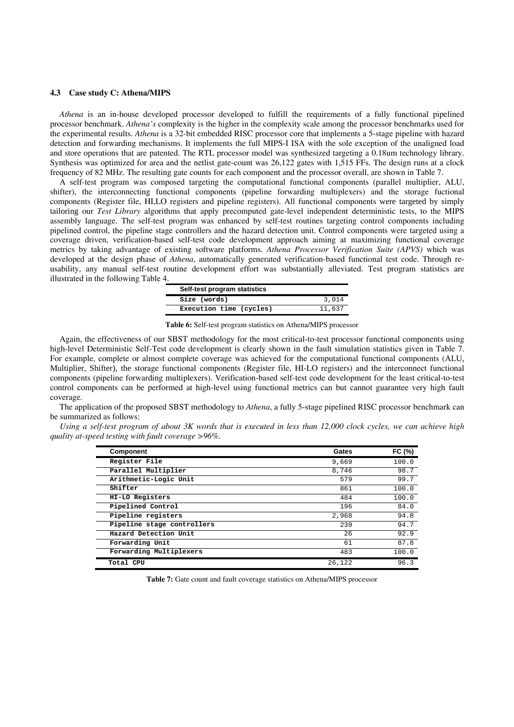### 4.3 Case study C: Athena/MIPS

*Athena* is an in-house developed processor developed to fulfill the requirements of a fully functional pipelined processor benchmark. *Athena's* complexity is the higher in the complexity scale among the processor benchmarks used for the experimental results. *Athena* is a 32-bit embedded RISC processor core that implements a 5-stage pipeline with hazard detection and forwarding mechanisms. It implements the full MIPS-I ISA with the sole exception of the unaligned load and store operations that are patented. The RTL processor model was synthesized targeting a 0.18um technology library. Synthesis was optimized for area and the netlist gate-count was 26,122 gates with 1,515 FFs. The design runs at a clock frequency of 82 MHz. The resulting gate counts for each component and the processor overall, are shown in Table 7.

A self-test program was composed targeting the computational functional components (parallel multiplier, ALU, shifter), the interconnecting functional components (pipeline forwarding multiplexers) and the storage fuctional components (Register file, HI,LO registers and pipeline registers). All functional components were targeted by simply tailoring our *Test Library* algorithms that apply precomputed gate-level independent deterministic tests, to the MIPS assembly language. The self-test program was enhanced by self-test routines targeting control components including pipelined control, the pipeline stage controllers and the hazard detection unit. Control components were targeted using a coverage driven, verification-based self-test code development approach aiming at maximizing functional coverage metrics by taking advantage of existing software platforms. *Athena Processor Verification Suite (APVS)* which was developed at the design phase of *Athena*, automatically generated verification-based functional test code. Through re-usability, any manual self-test routine development effort was substantially alleviated. Test program statistics are illustrated in the following Table 4.

| Self-test program statistics | |
|---|---|
| Size (words) | 3,014 |
| Execution time (cycles) | 11,637 |

**Table 6:** Self-test program statistics on Athena/MIPS processor

Again, the effectiveness of our SBST methodology for the most critical-to-test processor functional components using high-level Deterministic Self-Test code development is clearly shown in the fault simulation statistics given in Table 7. For example, complete or almost complete coverage was achieved for the computational functional components (ALU, Multiplier, Shifter), the storage functional components (Register file, HI-LO registers) and the interconnect functional components (pipeline forwarding multiplexers). Verification-based self-test code development for the least critical-to-test control components can be performed at high-level using functional metrics can but cannot guarantee very high fault coverage.

The application of the proposed SBST methodology to *Athena*, a fully 5-stage pipelined RISC processor benchmark can be summarized as follows:

*Using a self-test program of about 3K words that is executed in less than 12,000 clock cycles, we can achieve high quality at-speed testing with fault coverage >96%.*

| Component | Gates | FC (%) |
|---|---|---|
| Register File | 9,669 | 100.0 |
| Parallel Multiplier | 8,746 | 98.7 |
| Arithmetic-Logic Unit | 579 | 99.7 |
| Shifter | 861 | 100.0 |
| HI-LO Registers | 484 | 100.0 |
| Pipelined Control | 196 | 84.0 |
| Pipeline registers | 2,968 | 94.8 |
| Pipeline stage controllers | 239 | 94.7 |
| Hazard Detection Unit | 26 | 92.9 |
| Forwarding Unit | 61 | 87.8 |
| Forwarding Multiplexers | 483 | 100.0 |
| Total CPU | 26,122 | 96.3 |

**Table 7:** Gate count and fault coverage statistics on Athena/MIPS processor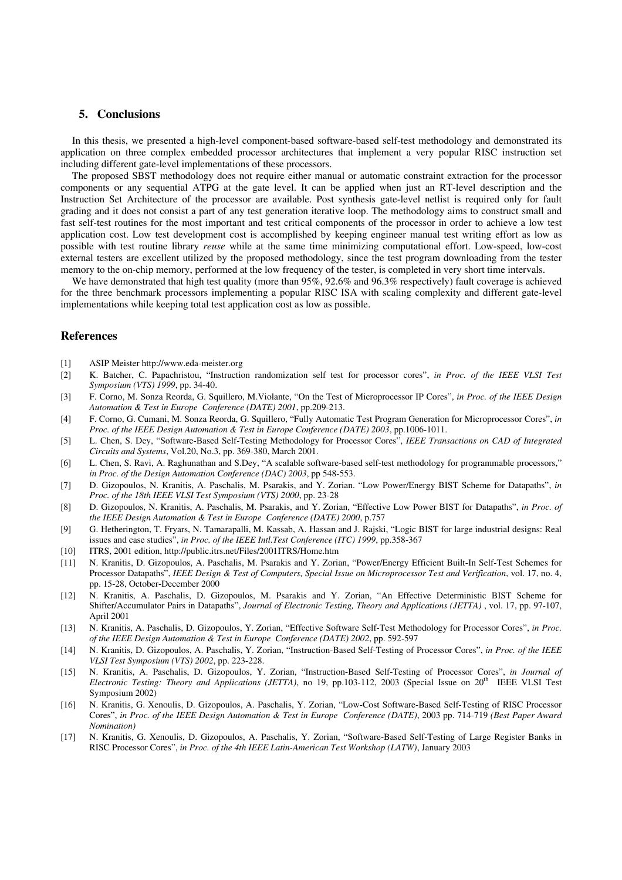## 5. Conclusions

In this thesis, we presented a high-level component-based software-based self-test methodology and demonstrated its application on three complex embedded processor architectures that implement a very popular RISC instruction set including different gate-level implementations of these processors.

The proposed SBST methodology does not require either manual or automatic constraint extraction for the processor components or any sequential ATPG at the gate level. It can be applied when just an RT-level description and the Instruction Set Architecture of the processor are available. Post synthesis gate-level netlist is required only for fault grading and it does not consist a part of any test generation iterative loop. The methodology aims to construct small and fast self-test routines for the most important and test critical components of the processor in order to achieve a low test application cost. Low test development cost is accomplished by keeping engineer manual test writing effort as low as possible with test routine library *reuse* while at the same time minimizing computational effort. Low-speed, low-cost external testers are excellent utilized by the proposed methodology, since the test program downloading from the tester memory to the on-chip memory, performed at the low frequency of the tester, is completed in very short time intervals.

We have demonstrated that high test quality (more than 95%, 92.6% and 96.3% respectively) fault coverage is achieved for the three benchmark processors implementing a popular RISC ISA with scaling complexity and different gate-level implementations while keeping total test application cost as low as possible.

## References

[1] ASIP Meister http://www.eda-meister.org

[2] K. Batcher, C. Papachristou, "Instruction randomization self test for processor cores", *in Proc. of the IEEE VLSI Test Symposium (VTS) 1999*, pp. 34-40.

[3] F. Corno, M. Sonza Reorda, G. Squillero, M.Violante, "On the Test of Microprocessor IP Cores", *in Proc. of the IEEE Design Automation & Test in Europe Conference (DATE) 2001*, pp.209-213.

[4] F. Corno, G. Cumani, M. Sonza Reorda, G. Squillero, "Fully Automatic Test Program Generation for Microprocessor Cores", *in Proc. of the IEEE Design Automation & Test in Europe Conference (DATE) 2003*, pp.1006-1011.

[5] L. Chen, S. Dey, "Software-Based Self-Testing Methodology for Processor Cores", *IEEE Transactions on CAD of Integrated Circuits and Systems*, Vol.20, No.3, pp. 369-380, March 2001.

[6] L. Chen, S. Ravi, A. Raghunathan and S.Dey, "A scalable software-based self-test methodology for programmable processors," *in Proc. of the Design Automation Conference (DAC) 2003*, pp 548-553.

[7] D. Gizopoulos, N. Kranitis, A. Paschalis, M. Psarakis, and Y. Zorian. "Low Power/Energy BIST Scheme for Datapaths", *in Proc. of the 18th IEEE VLSI Test Symposium (VTS) 2000*, pp. 23-28

[8] D. Gizopoulos, N. Kranitis, A. Paschalis, M. Psarakis, and Y. Zorian, "Effective Low Power BIST for Datapaths", *in Proc. of the IEEE Design Automation & Test in Europe Conference (DATE) 2000*, p.757

[9] G. Hetherington, T. Fryars, N. Tamarapalli, M. Kassab, A. Hassan and J. Rajski, "Logic BIST for large industrial designs: Real issues and case studies", *in Proc. of the IEEE Intl.Test Conference (ITC) 1999*, pp.358-367

[10] ITRS, 2001 edition, http://public.itrs.net/Files/2001ITRS/Home.htm

[11] N. Kranitis, D. Gizopoulos, A. Paschalis, M. Psarakis and Y. Zorian, "Power/Energy Efficient Built-In Self-Test Schemes for Processor Datapaths", *IEEE Design & Test of Computers, Special Issue on Microprocessor Test and Verification*, vol. 17, no. 4, pp. 15-28, October-December 2000

[12] N. Kranitis, A. Paschalis, D. Gizopoulos, M. Psarakis and Y. Zorian, "An Effective Deterministic BIST Scheme for Shifter/Accumulator Pairs in Datapaths", *Journal of Electronic Testing, Theory and Applications (JETTA)* , vol. 17, pp. 97-107, April 2001

[13] N. Kranitis, A. Paschalis, D. Gizopoulos, Y. Zorian, "Effective Software Self-Test Methodology for Processor Cores", *in Proc. of the IEEE Design Automation & Test in Europe Conference (DATE) 2002*, pp. 592-597

[14] N. Kranitis, D. Gizopoulos, A. Paschalis, Y. Zorian, "Instruction-Based Self-Testing of Processor Cores", *in Proc. of the IEEE VLSI Test Symposium (VTS) 2002*, pp. 223-228.

[15] N. Kranitis, A. Paschalis, D. Gizopoulos, Y. Zorian, "Instruction-Based Self-Testing of Processor Cores", *in Journal of Electronic Testing: Theory and Applications (JETTA)*, no 19, pp.103-112, 2003 (Special Issue on 20th IEEE VLSI Test Symposium 2002)

[16] N. Kranitis, G. Xenoulis, D. Gizopoulos, A. Paschalis, Y. Zorian, "Low-Cost Software-Based Self-Testing of RISC Processor Cores", *in Proc. of the IEEE Design Automation & Test in Europe Conference (DATE)*, 2003 pp. 714-719 *(Best Paper Award Nomination)*

[17] N. Kranitis, G. Xenoulis, D. Gizopoulos, A. Paschalis, Y. Zorian, "Software-Based Self-Testing of Large Register Banks in RISC Processor Cores", *in Proc. of the 4th IEEE Latin-American Test Workshop (LATW)*, January 2003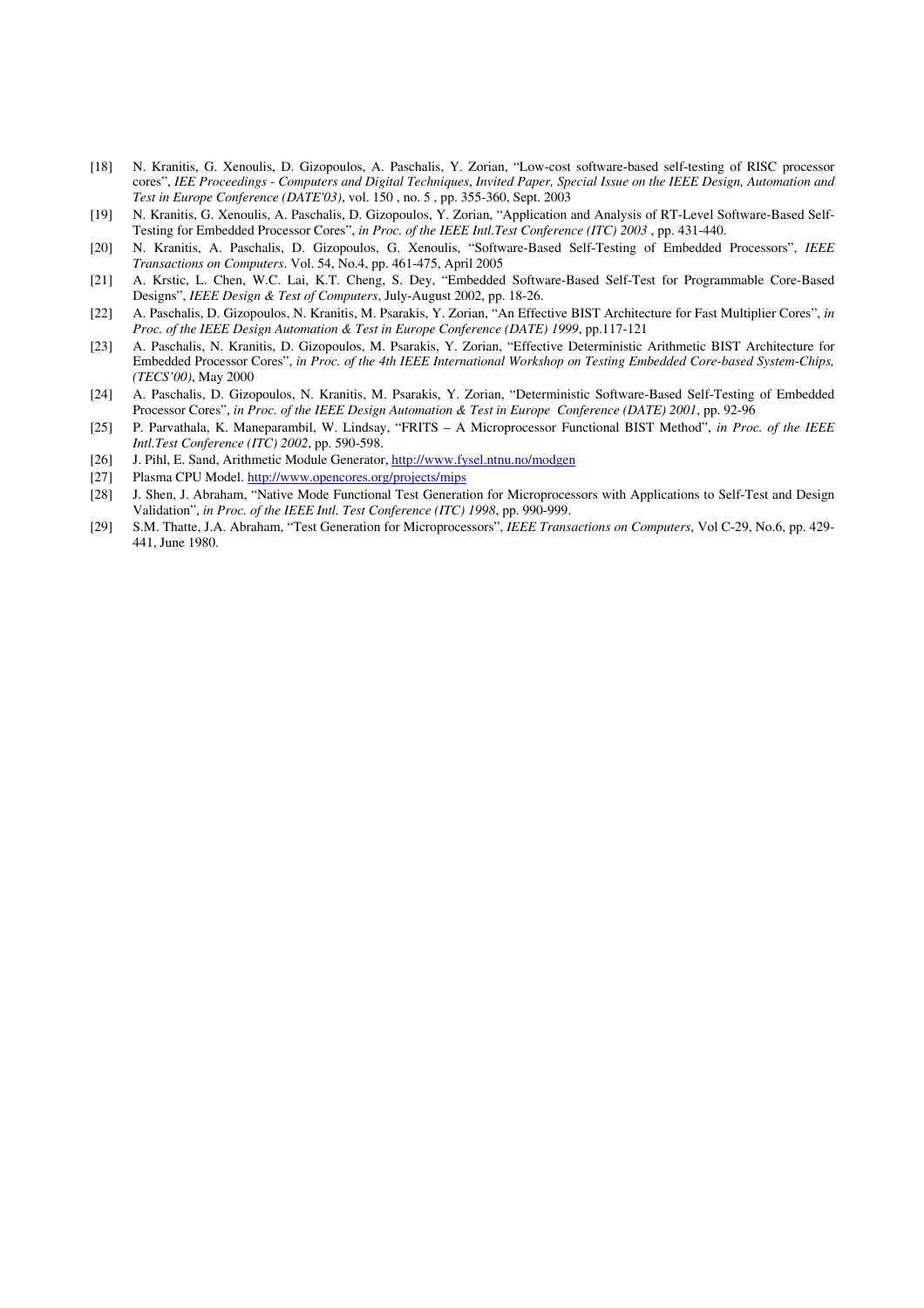[18] N. Kranitis, G. Xenoulis, D. Gizopoulos, A. Paschalis, Y. Zorian, "Low-cost software-based self-testing of RISC processor cores", *IEE Proceedings - Computers and Digital Techniques*, *Invited Paper, Special Issue on the IEEE Design, Automation and Test in Europe Conference (DATE'03)*, vol. 150 , no. 5 , pp. 355-360, Sept. 2003

[19] N. Kranitis, G. Xenoulis, A. Paschalis, D. Gizopoulos, Y. Zorian, "Application and Analysis of RT-Level Software-Based Self-Testing for Embedded Processor Cores", *in Proc. of the IEEE Intl.Test Conference (ITC) 2003* , pp. 431-440.

[20] N. Kranitis, A. Paschalis, D. Gizopoulos, G. Xenoulis, "Software-Based Self-Testing of Embedded Processors", *IEEE Transactions on Computers*. Vol. 54, No.4, pp. 461-475, April 2005

[21] A. Krstic, L. Chen, W.C. Lai, K.T. Cheng, S. Dey, "Embedded Software-Based Self-Test for Programmable Core-Based Designs", *IEEE Design & Test of Computers*, July-August 2002, pp. 18-26.

[22] A. Paschalis, D. Gizopoulos, N. Kranitis, M. Psarakis, Y. Zorian, "An Effective BIST Architecture for Fast Multiplier Cores", *in Proc. of the IEEE Design Automation & Test in Europe Conference (DATE) 1999*, pp.117-121

[23] A. Paschalis, N. Kranitis, D. Gizopoulos, M. Psarakis, Y. Zorian, "Effective Deterministic Arithmetic BIST Architecture for Embedded Processor Cores", *in Proc. of the 4th IEEE International Workshop on Testing Embedded Core-based System-Chips, (TECS'00)*, May 2000

[24] A. Paschalis, D. Gizopoulos, N. Kranitis, M. Psarakis, Y. Zorian, "Deterministic Software-Based Self-Testing of Embedded Processor Cores", *in Proc. of the IEEE Design Automation & Test in Europe Conference (DATE) 2001*, pp. 92-96

[25] P. Parvathala, K. Maneparambil, W. Lindsay, "FRITS – A Microprocessor Functional BIST Method", *in Proc. of the IEEE Intl.Test Conference (ITC) 2002*, pp. 590-598.

[26] J. Pihl, E. Sand, Arithmetic Module Generator, http://www.fysel.ntnu.no/modgen

[27] Plasma CPU Model. http://www.opencores.org/projects/mips

[28] J. Shen, J. Abraham, "Native Mode Functional Test Generation for Microprocessors with Applications to Self-Test and Design Validation", *in Proc. of the IEEE Intl. Test Conference (ITC) 1998*, pp. 990-999.

[29] S.M. Thatte, J.A. Abraham, "Test Generation for Microprocessors", *IEEE Transactions on Computers*, Vol C-29, No.6, pp. 429-441, June 1980.